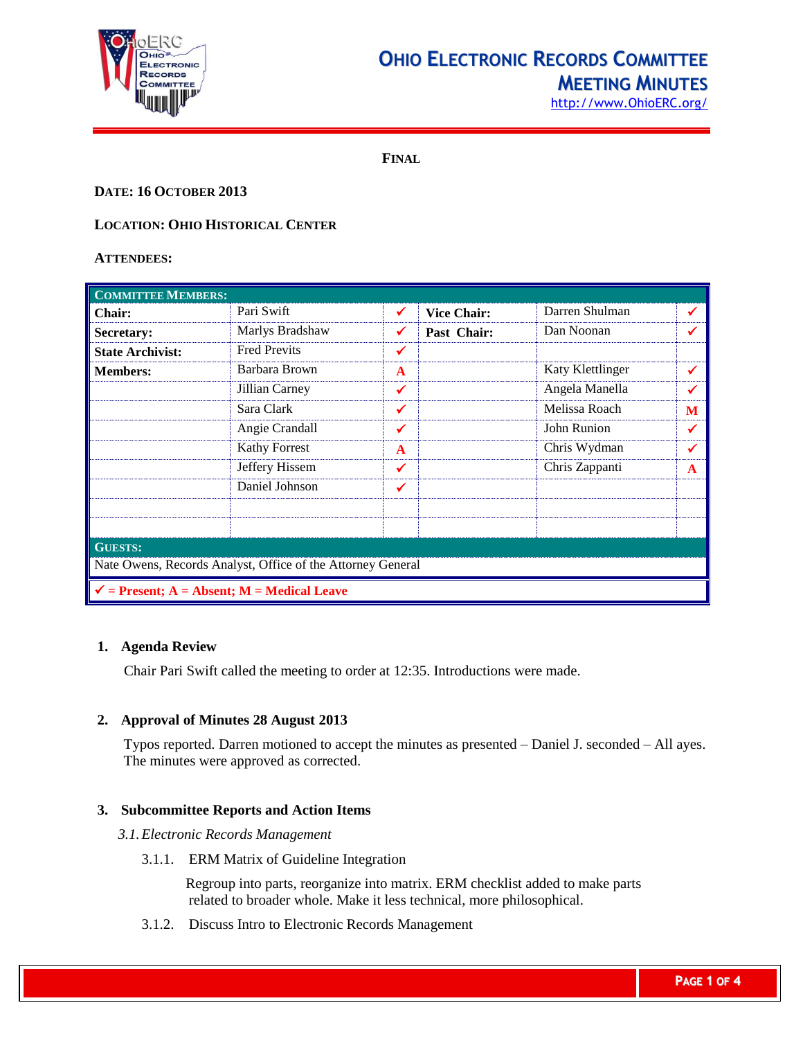# Ohio Electronic Records Committee Meeting Minutes

http://www.OhioERC.org/

**FINAL**

**DATE: 16 OCTOBER 2013**

**LOCATION: OHIO HISTORICAL CENTER**

**ATTENDEES:**

| **COMMITTEE MEMBERS:** | | | | | |
|---|---|---|---|---|---|
| **Chair:** | Pari Swift | ✓ | **Vice Chair:** | Darren Shulman | ✓ |
| **Secretary:** | Marlys Bradshaw | ✓ | **Past Chair:** | Dan Noonan | ✓ |
| **State Archivist:** | Fred Previts | ✓ | | | |
| **Members:** | Barbara Brown | A | | Katy Klettlinger | ✓ |
| | Jillian Carney | ✓ | | Angela Manella | ✓ |
| | Sara Clark | ✓ | | Melissa Roach | M |
| | Angie Crandall | ✓ | | John Runion | ✓ |
| | Kathy Forrest | A | | Chris Wydman | ✓ |
| | Jeffery Hissem | ✓ | | Chris Zappanti | A |
| | Daniel Johnson | ✓ | | | |
| **GUESTS:** | | | | | |
| Nate Owens, Records Analyst, Office of the Attorney General | | | | | |
| ✓ = Present; A = Absent; M = Medical Leave | | | | | |

## 1. Agenda Review

Chair Pari Swift called the meeting to order at 12:35. Introductions were made.

## 2. Approval of Minutes 28 August 2013

Typos reported. Darren motioned to accept the minutes as presented – Daniel J. seconded – All ayes. The minutes were approved as corrected.

## 3. Subcommittee Reports and Action Items

### *3.1. Electronic Records Management*

3.1.1. ERM Matrix of Guideline Integration

Regroup into parts, reorganize into matrix. ERM checklist added to make parts related to broader whole. Make it less technical, more philosophical.

3.1.2. Discuss Intro to Electronic Records Management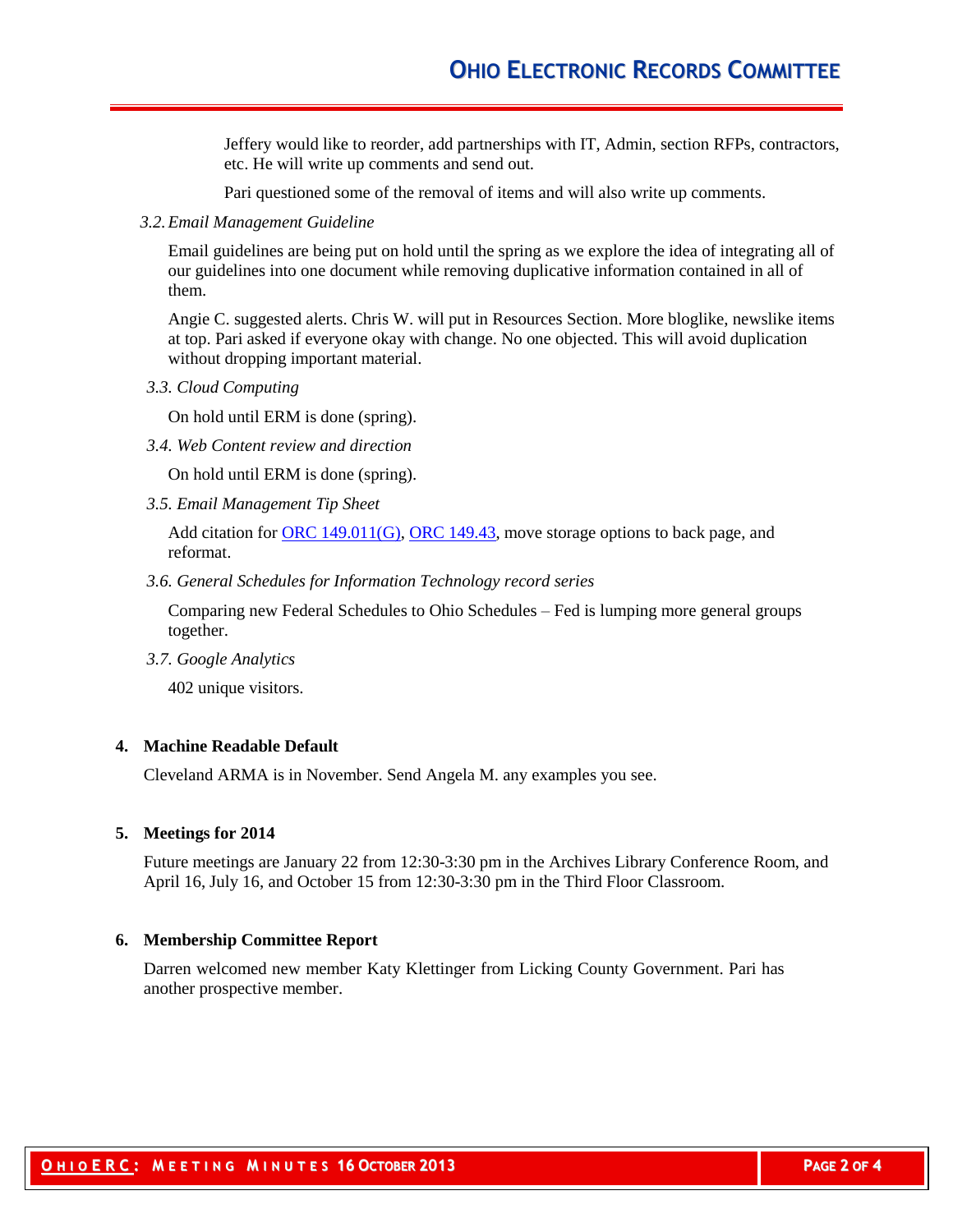Jeffery would like to reorder, add partnerships with IT, Admin, section RFPs, contractors, etc. He will write up comments and send out.

Pari questioned some of the removal of items and will also write up comments.

3.2. *Email Management Guideline*

Email guidelines are being put on hold until the spring as we explore the idea of integrating all of our guidelines into one document while removing duplicative information contained in all of them.

Angie C. suggested alerts. Chris W. will put in Resources Section. More bloglike, newslike items at top. Pari asked if everyone okay with change. No one objected. This will avoid duplication without dropping important material.

3.3. *Cloud Computing*

On hold until ERM is done (spring).

3.4. *Web Content review and direction*

On hold until ERM is done (spring).

3.5. *Email Management Tip Sheet*

Add citation for ORC 149.011(G), ORC 149.43, move storage options to back page, and reformat.

3.6. *General Schedules for Information Technology record series*

Comparing new Federal Schedules to Ohio Schedules – Fed is lumping more general groups together.

3.7. *Google Analytics*

402 unique visitors.

## 4. Machine Readable Default

Cleveland ARMA is in November. Send Angela M. any examples you see.

## 5. Meetings for 2014

Future meetings are January 22 from 12:30-3:30 pm in the Archives Library Conference Room, and April 16, July 16, and October 15 from 12:30-3:30 pm in the Third Floor Classroom.

## 6. Membership Committee Report

Darren welcomed new member Katy Klettinger from Licking County Government. Pari has another prospective member.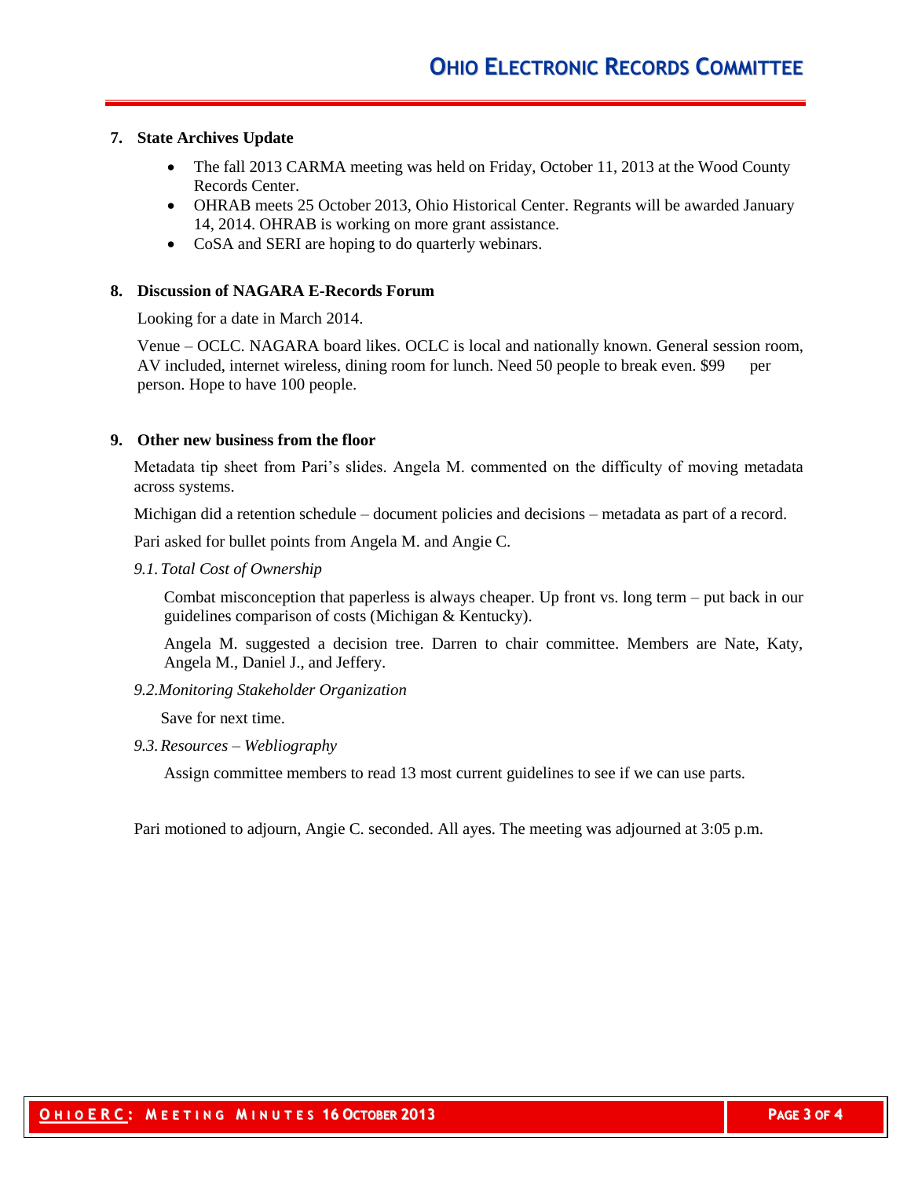**7. State Archives Update**

- The fall 2013 CARMA meeting was held on Friday, October 11, 2013 at the Wood County Records Center.
- OHRAB meets 25 October 2013, Ohio Historical Center. Regrants will be awarded January 14, 2014. OHRAB is working on more grant assistance.
- CoSA and SERI are hoping to do quarterly webinars.

**8. Discussion of NAGARA E-Records Forum**

Looking for a date in March 2014.

Venue – OCLC. NAGARA board likes. OCLC is local and nationally known. General session room, AV included, internet wireless, dining room for lunch. Need 50 people to break even. $99 per person. Hope to have 100 people.

**9. Other new business from the floor**

Metadata tip sheet from Pari's slides. Angela M. commented on the difficulty of moving metadata across systems.

Michigan did a retention schedule – document policies and decisions – metadata as part of a record.

Pari asked for bullet points from Angela M. and Angie C.

*9.1. Total Cost of Ownership*

Combat misconception that paperless is always cheaper. Up front vs. long term – put back in our guidelines comparison of costs (Michigan & Kentucky).

Angela M. suggested a decision tree. Darren to chair committee. Members are Nate, Katy, Angela M., Daniel J., and Jeffery.

*9.2. Monitoring Stakeholder Organization*

Save for next time.

*9.3. Resources – Webliography*

Assign committee members to read 13 most current guidelines to see if we can use parts.

Pari motioned to adjourn, Angie C. seconded. All ayes. The meeting was adjourned at 3:05 p.m.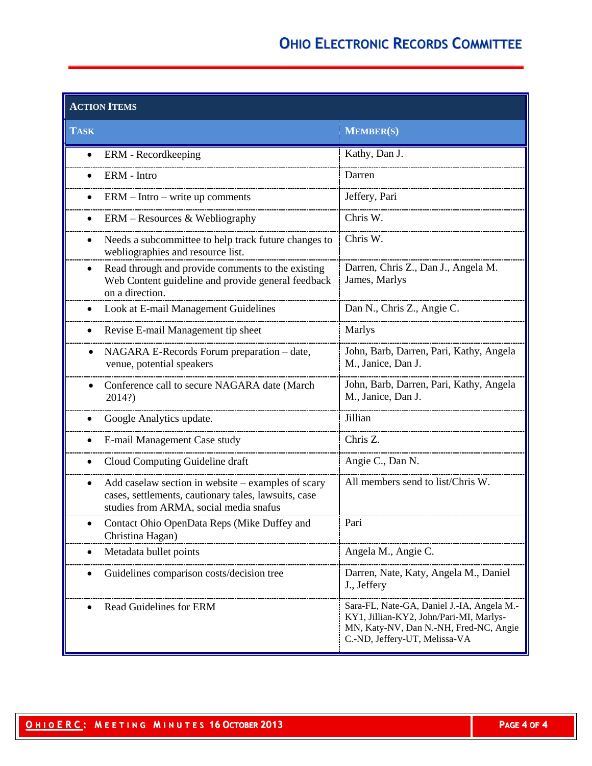| ACTION ITEMS | |
|---|---|
| **TASK** | **MEMBER(S)** |
| • ERM - Recordkeeping | Kathy, Dan J. |
| • ERM - Intro | Darren |
| • ERM – Intro – write up comments | Jeffery, Pari |
| • ERM – Resources & Webliography | Chris W. |
| • Needs a subcommittee to help track future changes to webliographies and resource list. | Chris W. |
| • Read through and provide comments to the existing Web Content guideline and provide general feedback on a direction. | Darren, Chris Z., Dan J., Angela M. James, Marlys |
| • Look at E-mail Management Guidelines | Dan N., Chris Z., Angie C. |
| • Revise E-mail Management tip sheet | Marlys |
| • NAGARA E-Records Forum preparation – date, venue, potential speakers | John, Barb, Darren, Pari, Kathy, Angela M., Janice, Dan J. |
| • Conference call to secure NAGARA date (March 2014?) | John, Barb, Darren, Pari, Kathy, Angela M., Janice, Dan J. |
| • Google Analytics update. | Jillian |
| • E-mail Management Case study | Chris Z. |
| • Cloud Computing Guideline draft | Angie C., Dan N. |
| • Add caselaw section in website – examples of scary cases, settlements, cautionary tales, lawsuits, case studies from ARMA, social media snafus | All members send to list/Chris W. |
| • Contact Ohio OpenData Reps (Mike Duffey and Christina Hagan) | Pari |
| • Metadata bullet points | Angela M., Angie C. |
| • Guidelines comparison costs/decision tree | Darren, Nate, Katy, Angela M., Daniel J., Jeffery |
| • Read Guidelines for ERM | Sara-FL, Nate-GA, Daniel J.-IA, Angela M.-KY1, Jillian-KY2, John/Pari-MI, Marlys-MN, Katy-NV, Dan N.-NH, Fred-NC, Angie C.-ND, Jeffery-UT, Melissa-VA |